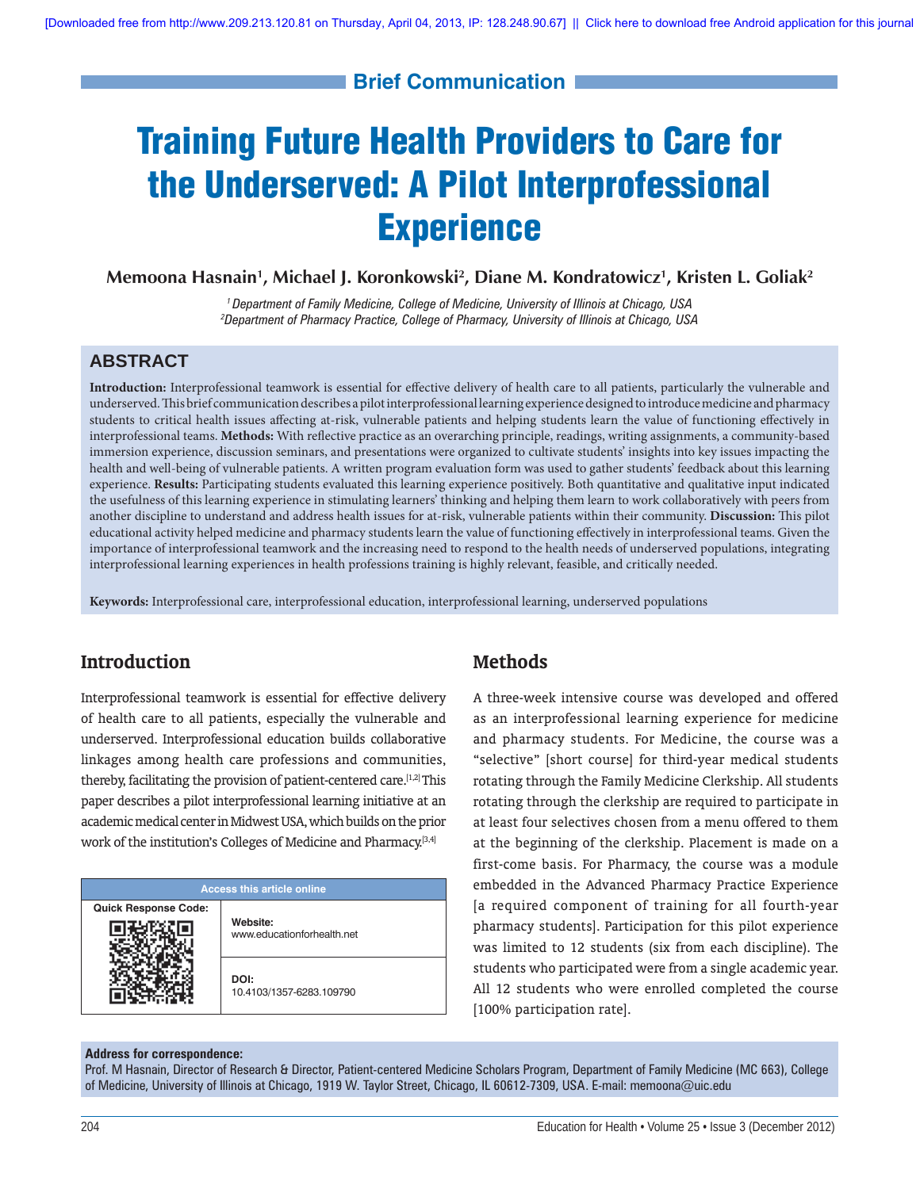Brief Communication

# Training Future Health Providers to Care for the Underserved: A Pilot Interprofessional Experience

**Memoona Hasnain[1], Michael J. Koronkowski[2], Diane M. Kondratowicz[1], Kristen L. Goliak[2]**

*[1] Department of Family Medicine, College of Medicine, University of Illinois at Chicago, USA*
*[2] Department of Pharmacy Practice, College of Pharmacy, University of Illinois at Chicago, USA*

## ABSTRACT

**Introduction:** Interprofessional teamwork is essential for effective delivery of health care to all patients, particularly the vulnerable and underserved. This brief communication describes a pilot interprofessional learning experience designed to introduce medicine and pharmacy students to critical health issues affecting at-risk, vulnerable patients and helping students learn the value of functioning effectively in interprofessional teams. **Methods:** With reflective practice as an overarching principle, readings, writing assignments, a community-based immersion experience, discussion seminars, and presentations were organized to cultivate students' insights into key issues impacting the health and well-being of vulnerable patients. A written program evaluation form was used to gather students' feedback about this learning experience. **Results:** Participating students evaluated this learning experience positively. Both quantitative and qualitative input indicated the usefulness of this learning experience in stimulating learners' thinking and helping them learn to work collaboratively with peers from another discipline to understand and address health issues for at-risk, vulnerable patients within their community. **Discussion:** This pilot educational activity helped medicine and pharmacy students learn the value of functioning effectively in interprofessional teams. Given the importance of interprofessional teamwork and the increasing need to respond to the health needs of underserved populations, integrating interprofessional learning experiences in health professions training is highly relevant, feasible, and critically needed.

**Keywords:** Interprofessional care, interprofessional education, interprofessional learning, underserved populations

## Introduction

Interprofessional teamwork is essential for effective delivery of health care to all patients, especially the vulnerable and underserved. Interprofessional education builds collaborative linkages among health care professions and communities, thereby, facilitating the provision of patient-centered care.[1,2] This paper describes a pilot interprofessional learning initiative at an academic medical center in Midwest USA, which builds on the prior work of the institution's Colleges of Medicine and Pharmacy.[3,4]

| Access this article online | |
|---|---|
| Quick Response Code: | **Website:** www.educationforhealth.net |
| | **DOI:** 10.4103/1357-6283.109790 |

## Methods

A three-week intensive course was developed and offered as an interprofessional learning experience for medicine and pharmacy students. For Medicine, the course was a "selective" [short course] for third-year medical students rotating through the Family Medicine Clerkship. All students rotating through the clerkship are required to participate in at least four selectives chosen from a menu offered to them at the beginning of the clerkship. Placement is made on a first-come basis. For Pharmacy, the course was a module embedded in the Advanced Pharmacy Practice Experience [a required component of training for all fourth-year pharmacy students]. Participation for this pilot experience was limited to 12 students (six from each discipline). The students who participated were from a single academic year. All 12 students who were enrolled completed the course [100% participation rate].

**Address for correspondence:**
Prof. M Hasnain, Director of Research & Director, Patient-centered Medicine Scholars Program, Department of Family Medicine (MC 663), College of Medicine, University of Illinois at Chicago, 1919 W. Taylor Street, Chicago, IL 60612-7309, USA. E-mail: memoona@uic.edu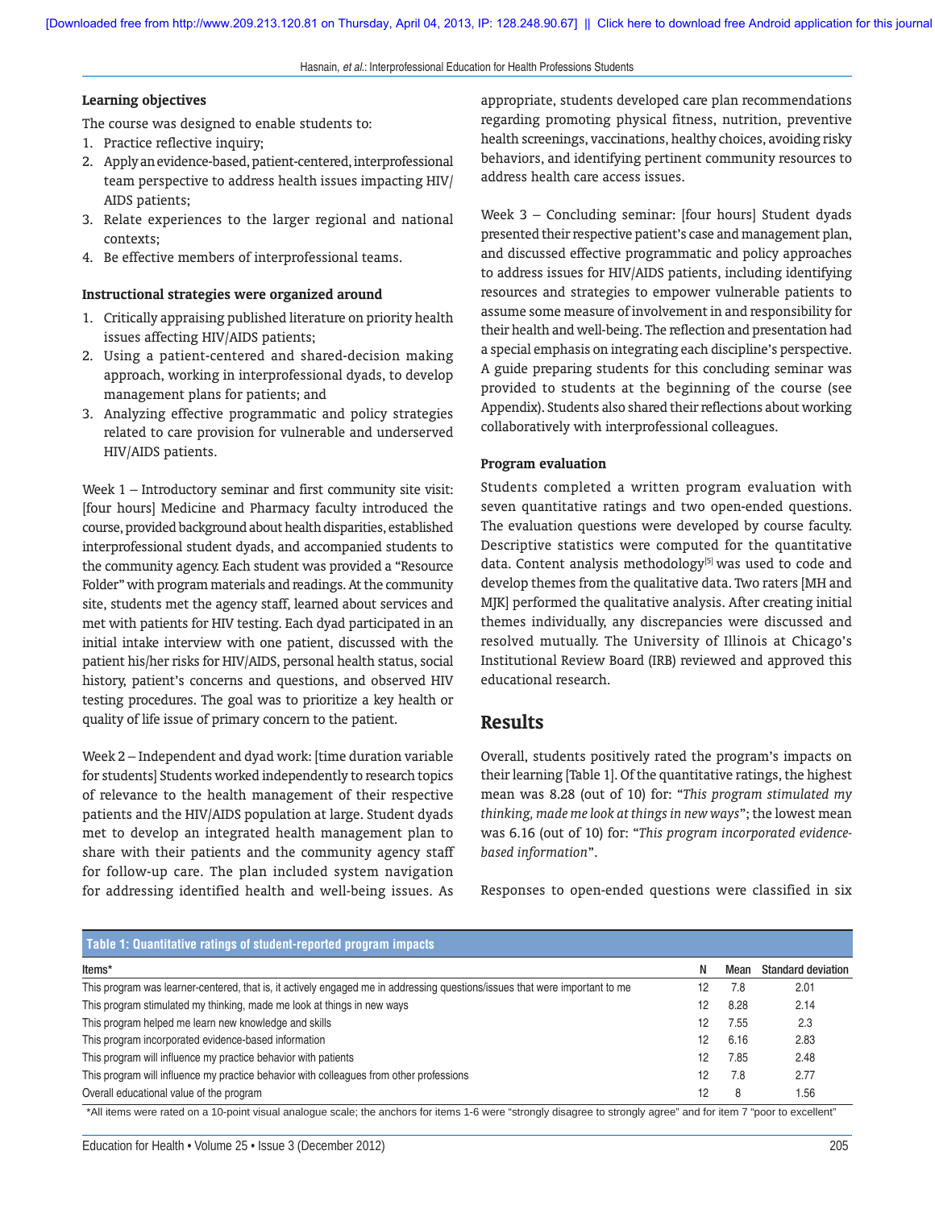**Learning objectives**

The course was designed to enable students to:

1. Practice reflective inquiry;
2. Apply an evidence-based, patient-centered, interprofessional team perspective to address health issues impacting HIV/AIDS patients;
3. Relate experiences to the larger regional and national contexts;
4. Be effective members of interprofessional teams.

**Instructional strategies were organized around**

1. Critically appraising published literature on priority health issues affecting HIV/AIDS patients;
2. Using a patient-centered and shared-decision making approach, working in interprofessional dyads, to develop management plans for patients; and
3. Analyzing effective programmatic and policy strategies related to care provision for vulnerable and underserved HIV/AIDS patients.

Week 1 – Introductory seminar and first community site visit: [four hours] Medicine and Pharmacy faculty introduced the course, provided background about health disparities, established interprofessional student dyads, and accompanied students to the community agency. Each student was provided a "Resource Folder" with program materials and readings. At the community site, students met the agency staff, learned about services and met with patients for HIV testing. Each dyad participated in an initial intake interview with one patient, discussed with the patient his/her risks for HIV/AIDS, personal health status, social history, patient's concerns and questions, and observed HIV testing procedures. The goal was to prioritize a key health or quality of life issue of primary concern to the patient.

Week 2 – Independent and dyad work: [time duration variable for students] Students worked independently to research topics of relevance to the health management of their respective patients and the HIV/AIDS population at large. Student dyads met to develop an integrated health management plan to share with their patients and the community agency staff for follow-up care. The plan included system navigation for addressing identified health and well-being issues. As appropriate, students developed care plan recommendations regarding promoting physical fitness, nutrition, preventive health screenings, vaccinations, healthy choices, avoiding risky behaviors, and identifying pertinent community resources to address health care access issues.

Week 3 – Concluding seminar: [four hours] Student dyads presented their respective patient's case and management plan, and discussed effective programmatic and policy approaches to address issues for HIV/AIDS patients, including identifying resources and strategies to empower vulnerable patients to assume some measure of involvement in and responsibility for their health and well-being. The reflection and presentation had a special emphasis on integrating each discipline's perspective. A guide preparing students for this concluding seminar was provided to students at the beginning of the course (see Appendix). Students also shared their reflections about working collaboratively with interprofessional colleagues.

**Program evaluation**

Students completed a written program evaluation with seven quantitative ratings and two open-ended questions. The evaluation questions were developed by course faculty. Descriptive statistics were computed for the quantitative data. Content analysis methodology[5] was used to code and develop themes from the qualitative data. Two raters [MH and MJK] performed the qualitative analysis. After creating initial themes individually, any discrepancies were discussed and resolved mutually. The University of Illinois at Chicago's Institutional Review Board (IRB) reviewed and approved this educational research.

## Results

Overall, students positively rated the program's impacts on their learning [Table 1]. Of the quantitative ratings, the highest mean was 8.28 (out of 10) for: "*This program stimulated my thinking, made me look at things in new ways*"; the lowest mean was 6.16 (out of 10) for: "*This program incorporated evidence-based information*".

Responses to open-ended questions were classified in six

**Table 1: Quantitative ratings of student-reported program impacts**

| Items* | N | Mean | Standard deviation |
|---|---|---|---|
| This program was learner-centered, that is, it actively engaged me in addressing questions/issues that were important to me | 12 | 7.8 | 2.01 |
| This program stimulated my thinking, made me look at things in new ways | 12 | 8.28 | 2.14 |
| This program helped me learn new knowledge and skills | 12 | 7.55 | 2.3 |
| This program incorporated evidence-based information | 12 | 6.16 | 2.83 |
| This program will influence my practice behavior with patients | 12 | 7.85 | 2.48 |
| This program will influence my practice behavior with colleagues from other professions | 12 | 7.8 | 2.77 |
| Overall educational value of the program | 12 | 8 | 1.56 |

*All items were rated on a 10-point visual analogue scale; the anchors for items 1-6 were "strongly disagree to strongly agree" and for item 7 "poor to excellent"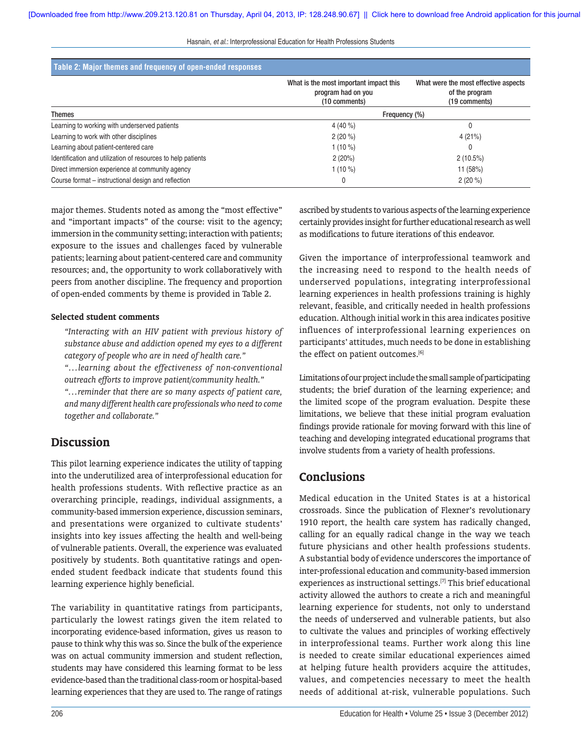**Table 2: Major themes and frequency of open-ended responses**

| Themes | What is the most important impact this program had on you (10 comments) | What were the most effective aspects of the program (19 comments) |
|---|---|---|
| | Frequency (%) | |
| Learning to working with underserved patients | 4 (40 %) | 0 |
| Learning to work with other disciplines | 2 (20 %) | 4 (21%) |
| Learning about patient-centered care | 1 (10 %) | 0 |
| Identification and utilization of resources to help patients | 2 (20%) | 2 (10.5%) |
| Direct immersion experience at community agency | 1 (10 %) | 11 (58%) |
| Course format – instructional design and reflection | 0 | 2 (20 %) |

major themes. Students noted as among the "most effective" and "important impacts" of the course: visit to the agency; immersion in the community setting; interaction with patients; exposure to the issues and challenges faced by vulnerable patients; learning about patient-centered care and community resources; and, the opportunity to work collaboratively with peers from another discipline. The frequency and proportion of open-ended comments by theme is provided in Table 2.

**Selected student comments**

> *"Interacting with an HIV patient with previous history of substance abuse and addiction opened my eyes to a different category of people who are in need of health care."*
>
> *"…learning about the effectiveness of non-conventional outreach efforts to improve patient/community health."*
>
> *"…reminder that there are so many aspects of patient care, and many different health care professionals who need to come together and collaborate."*

## Discussion

This pilot learning experience indicates the utility of tapping into the underutilized area of interprofessional education for health professions students. With reflective practice as an overarching principle, readings, individual assignments, a community-based immersion experience, discussion seminars, and presentations were organized to cultivate students' insights into key issues affecting the health and well-being of vulnerable patients. Overall, the experience was evaluated positively by students. Both quantitative ratings and open-ended student feedback indicate that students found this learning experience highly beneficial.

The variability in quantitative ratings from participants, particularly the lowest ratings given the item related to incorporating evidence-based information, gives us reason to pause to think why this was so. Since the bulk of the experience was on actual community immersion and student reflection, students may have considered this learning format to be less evidence-based than the traditional class-room or hospital-based learning experiences that they are used to. The range of ratings ascribed by students to various aspects of the learning experience certainly provides insight for further educational research as well as modifications to future iterations of this endeavor.

Given the importance of interprofessional teamwork and the increasing need to respond to the health needs of underserved populations, integrating interprofessional learning experiences in health professions training is highly relevant, feasible, and critically needed in health professions education. Although initial work in this area indicates positive influences of interprofessional learning experiences on participants' attitudes, much needs to be done in establishing the effect on patient outcomes.[6]

Limitations of our project include the small sample of participating students; the brief duration of the learning experience; and the limited scope of the program evaluation. Despite these limitations, we believe that these initial program evaluation findings provide rationale for moving forward with this line of teaching and developing integrated educational programs that involve students from a variety of health professions.

## Conclusions

Medical education in the United States is at a historical crossroads. Since the publication of Flexner's revolutionary 1910 report, the health care system has radically changed, calling for an equally radical change in the way we teach future physicians and other health professions students. A substantial body of evidence underscores the importance of inter-professional education and community-based immersion experiences as instructional settings.[7] This brief educational activity allowed the authors to create a rich and meaningful learning experience for students, not only to understand the needs of underserved and vulnerable patients, but also to cultivate the values and principles of working effectively in interprofessional teams. Further work along this line is needed to create similar educational experiences aimed at helping future health providers acquire the attitudes, values, and competencies necessary to meet the health needs of additional at-risk, vulnerable populations. Such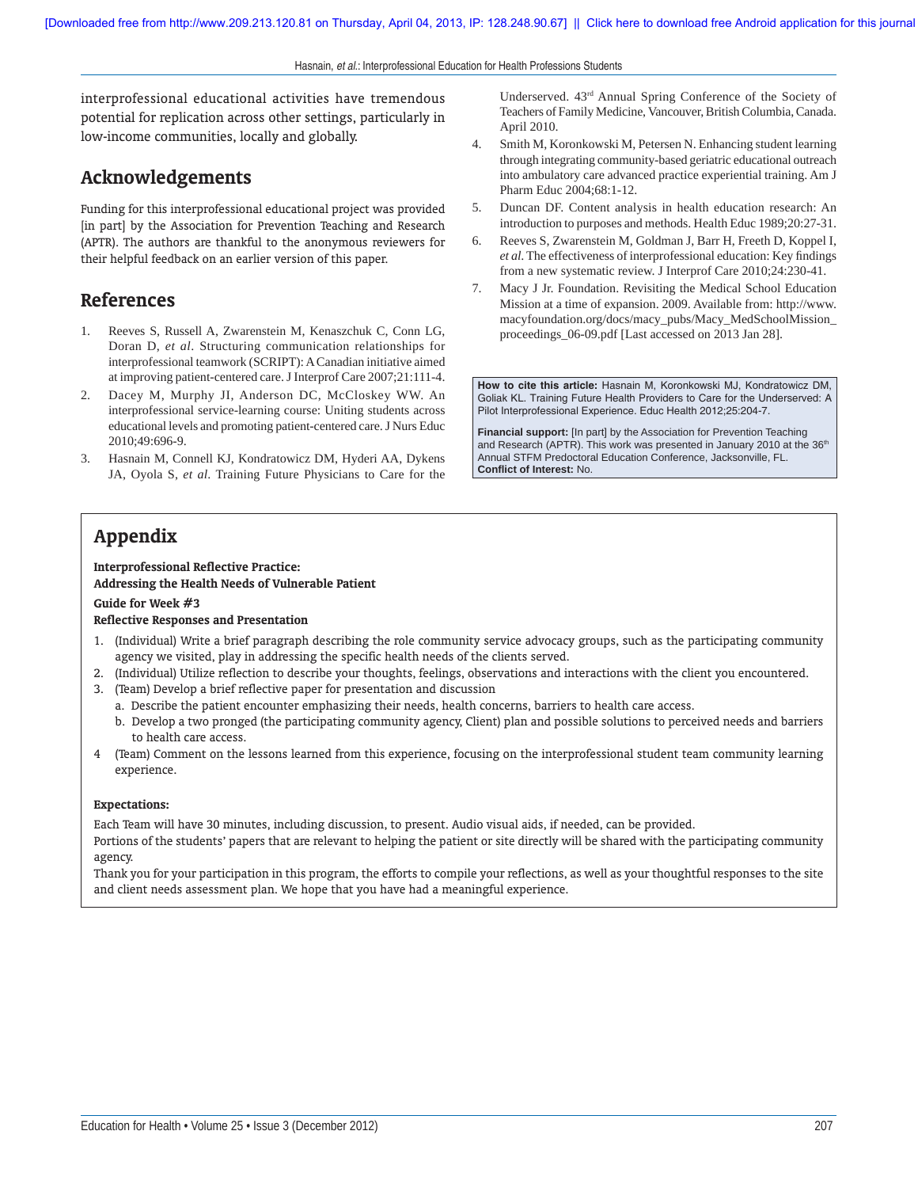interprofessional educational activities have tremendous potential for replication across other settings, particularly in low-income communities, locally and globally.

## Acknowledgements

Funding for this interprofessional educational project was provided [in part] by the Association for Prevention Teaching and Research (APTR). The authors are thankful to the anonymous reviewers for their helpful feedback on an earlier version of this paper.

## References

1. Reeves S, Russell A, Zwarenstein M, Kenaszchuk C, Conn LG, Doran D, *et al*. Structuring communication relationships for interprofessional teamwork (SCRIPT): A Canadian initiative aimed at improving patient-centered care. J Interprof Care 2007;21:111-4.
2. Dacey M, Murphy JI, Anderson DC, McCloskey WW. An interprofessional service-learning course: Uniting students across educational levels and promoting patient-centered care. J Nurs Educ 2010;49:696-9.
3. Hasnain M, Connell KJ, Kondratowicz DM, Hyderi AA, Dykens JA, Oyola S, *et al*. Training Future Physicians to Care for the Underserved. 43rd Annual Spring Conference of the Society of Teachers of Family Medicine, Vancouver, British Columbia, Canada. April 2010.
4. Smith M, Koronkowski M, Petersen N. Enhancing student learning through integrating community-based geriatric educational outreach into ambulatory care advanced practice experiential training. Am J Pharm Educ 2004;68:1-12.
5. Duncan DF. Content analysis in health education research: An introduction to purposes and methods. Health Educ 1989;20:27-31.
6. Reeves S, Zwarenstein M, Goldman J, Barr H, Freeth D, Koppel I, *et al*. The effectiveness of interprofessional education: Key findings from a new systematic review. J Interprof Care 2010;24:230-41.
7. Macy J Jr. Foundation. Revisiting the Medical School Education Mission at a time of expansion. 2009. Available from: http://www.macyfoundation.org/docs/macy_pubs/Macy_MedSchoolMission_proceedings_06-09.pdf [Last accessed on 2013 Jan 28].

**How to cite this article:** Hasnain M, Koronkowski MJ, Kondratowicz DM, Goliak KL. Training Future Health Providers to Care for the Underserved: A Pilot Interprofessional Experience. Educ Health 2012;25:204-7.

**Financial support:** [In part] by the Association for Prevention Teaching and Research (APTR). This work was presented in January 2010 at the 36th Annual STFM Predoctoral Education Conference, Jacksonville, FL.
**Conflict of Interest:** No.

## Appendix

**Interprofessional Reflective Practice:**
**Addressing the Health Needs of Vulnerable Patient**

**Guide for Week #3**

**Reflective Responses and Presentation**

1. (Individual) Write a brief paragraph describing the role community service advocacy groups, such as the participating community agency we visited, play in addressing the specific health needs of the clients served.
2. (Individual) Utilize reflection to describe your thoughts, feelings, observations and interactions with the client you encountered.
3. (Team) Develop a brief reflective paper for presentation and discussion
   a. Describe the patient encounter emphasizing their needs, health concerns, barriers to health care access.
   b. Develop a two pronged (the participating community agency, Client) plan and possible solutions to perceived needs and barriers to health care access.
4. (Team) Comment on the lessons learned from this experience, focusing on the interprofessional student team community learning experience.

**Expectations:**

Each Team will have 30 minutes, including discussion, to present. Audio visual aids, if needed, can be provided.

Portions of the students' papers that are relevant to helping the patient or site directly will be shared with the participating community agency.

Thank you for your participation in this program, the efforts to compile your reflections, as well as your thoughtful responses to the site and client needs assessment plan. We hope that you have had a meaningful experience.